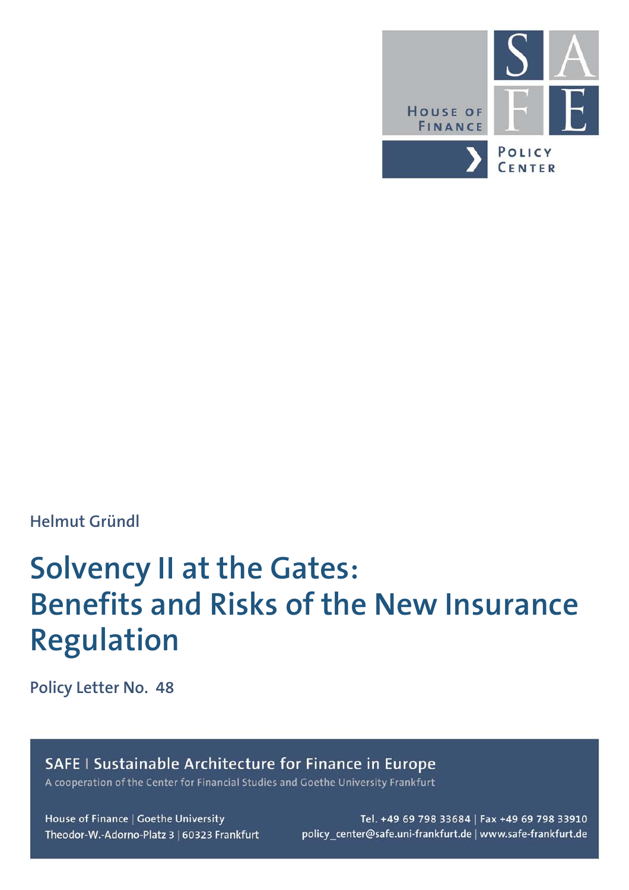House of Finance

SAFE

Policy Center

Helmut Gründl

# Solvency II at the Gates: Benefits and Risks of the New Insurance Regulation

**Policy Letter No. 48**

SAFE | Sustainable Architecture for Finance in Europe

A cooperation of the Center for Financial Studies and Goethe University Frankfurt

House of Finance | Goethe University
Theodor-W.-Adorno-Platz 3 | 60323 Frankfurt

Tel. +49 69 798 33684 | Fax +49 69 798 33910
policy_center@safe.uni-frankfurt.de | www.safe-frankfurt.de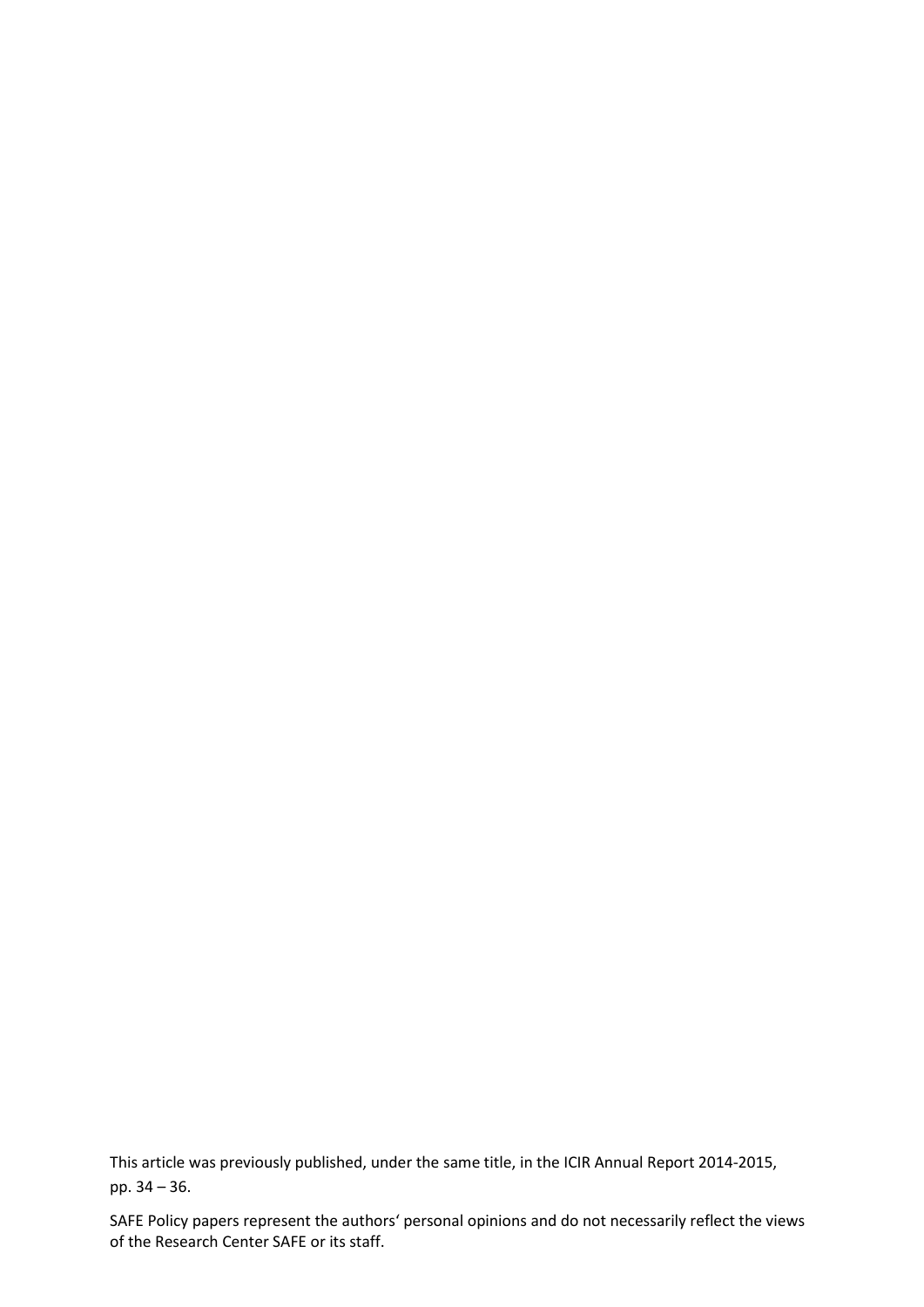This article was previously published, under the same title, in the ICIR Annual Report 2014-2015, pp. 34 – 36.

SAFE Policy papers represent the authors' personal opinions and do not necessarily reflect the views of the Research Center SAFE or its staff.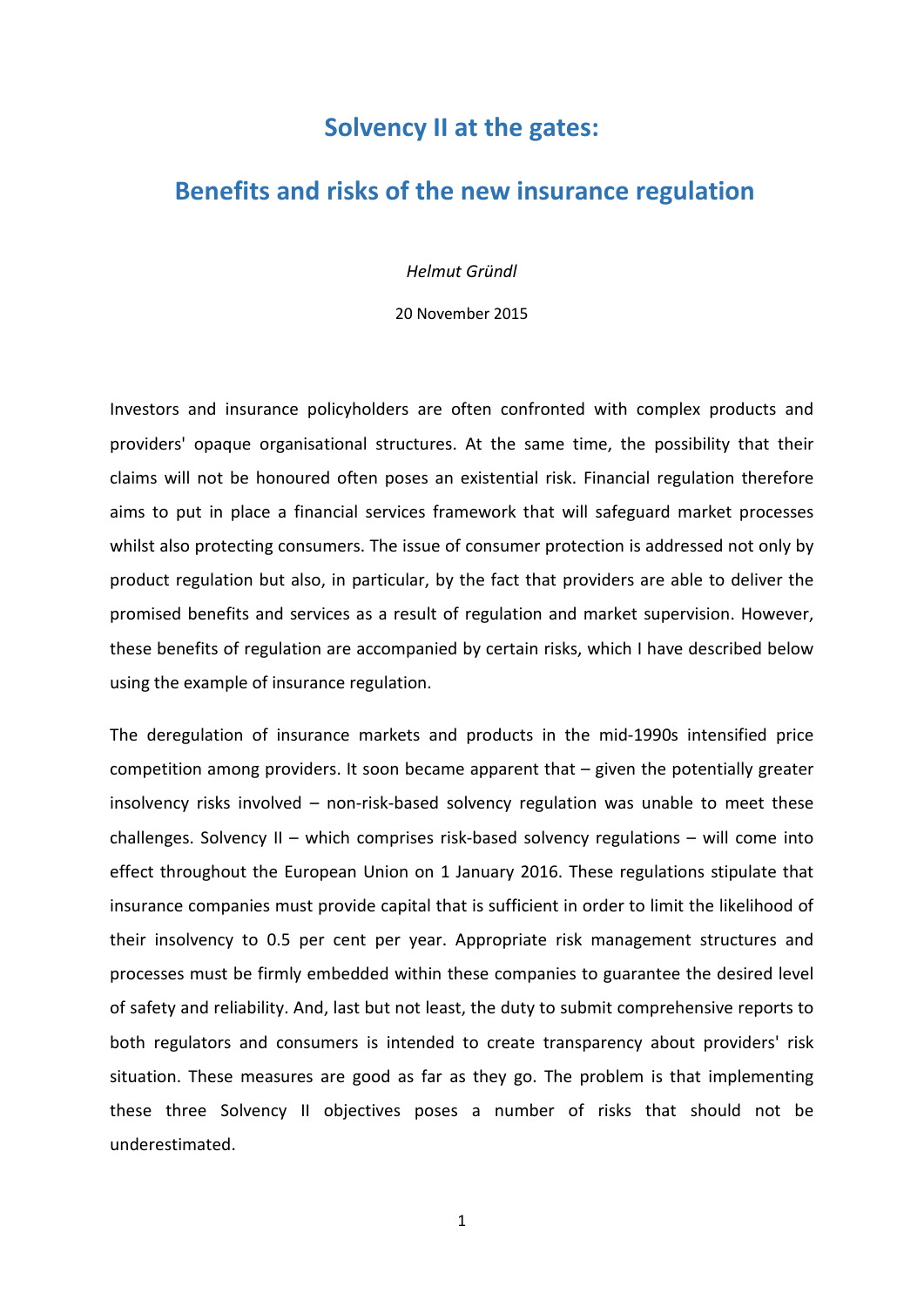# Solvency II at the gates:

# Benefits and risks of the new insurance regulation

*Helmut Gründl*

20 November 2015

Investors and insurance policyholders are often confronted with complex products and providers' opaque organisational structures. At the same time, the possibility that their claims will not be honoured often poses an existential risk. Financial regulation therefore aims to put in place a financial services framework that will safeguard market processes whilst also protecting consumers. The issue of consumer protection is addressed not only by product regulation but also, in particular, by the fact that providers are able to deliver the promised benefits and services as a result of regulation and market supervision. However, these benefits of regulation are accompanied by certain risks, which I have described below using the example of insurance regulation.

The deregulation of insurance markets and products in the mid-1990s intensified price competition among providers. It soon became apparent that – given the potentially greater insolvency risks involved – non-risk-based solvency regulation was unable to meet these challenges. Solvency II – which comprises risk-based solvency regulations – will come into effect throughout the European Union on 1 January 2016. These regulations stipulate that insurance companies must provide capital that is sufficient in order to limit the likelihood of their insolvency to 0.5 per cent per year. Appropriate risk management structures and processes must be firmly embedded within these companies to guarantee the desired level of safety and reliability. And, last but not least, the duty to submit comprehensive reports to both regulators and consumers is intended to create transparency about providers' risk situation. These measures are good as far as they go. The problem is that implementing these three Solvency II objectives poses a number of risks that should not be underestimated.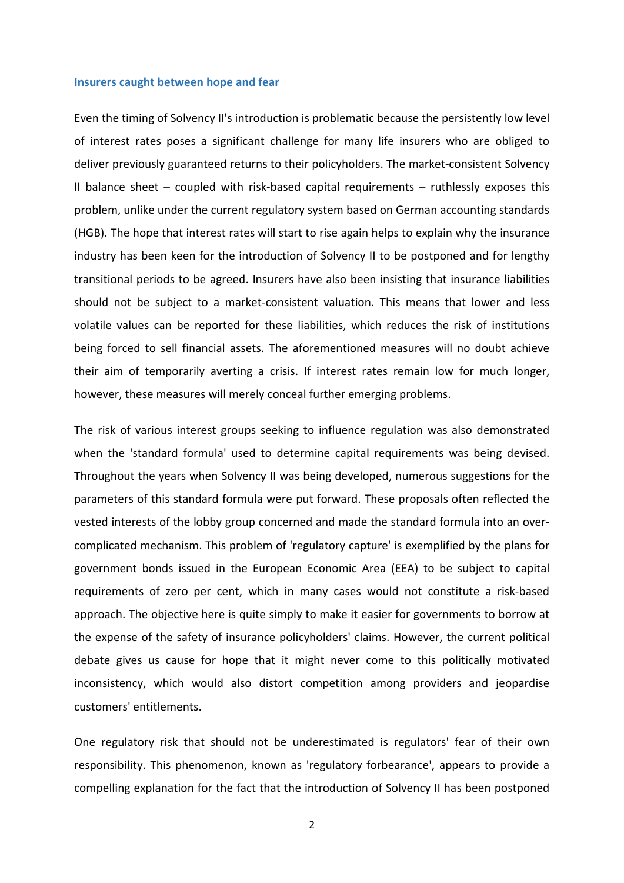### Insurers caught between hope and fear

Even the timing of Solvency II's introduction is problematic because the persistently low level of interest rates poses a significant challenge for many life insurers who are obliged to deliver previously guaranteed returns to their policyholders. The market-consistent Solvency II balance sheet – coupled with risk-based capital requirements – ruthlessly exposes this problem, unlike under the current regulatory system based on German accounting standards (HGB). The hope that interest rates will start to rise again helps to explain why the insurance industry has been keen for the introduction of Solvency II to be postponed and for lengthy transitional periods to be agreed. Insurers have also been insisting that insurance liabilities should not be subject to a market-consistent valuation. This means that lower and less volatile values can be reported for these liabilities, which reduces the risk of institutions being forced to sell financial assets. The aforementioned measures will no doubt achieve their aim of temporarily averting a crisis. If interest rates remain low for much longer, however, these measures will merely conceal further emerging problems.

The risk of various interest groups seeking to influence regulation was also demonstrated when the 'standard formula' used to determine capital requirements was being devised. Throughout the years when Solvency II was being developed, numerous suggestions for the parameters of this standard formula were put forward. These proposals often reflected the vested interests of the lobby group concerned and made the standard formula into an over-complicated mechanism. This problem of 'regulatory capture' is exemplified by the plans for government bonds issued in the European Economic Area (EEA) to be subject to capital requirements of zero per cent, which in many cases would not constitute a risk-based approach. The objective here is quite simply to make it easier for governments to borrow at the expense of the safety of insurance policyholders' claims. However, the current political debate gives us cause for hope that it might never come to this politically motivated inconsistency, which would also distort competition among providers and jeopardise customers' entitlements.

One regulatory risk that should not be underestimated is regulators' fear of their own responsibility. This phenomenon, known as 'regulatory forbearance', appears to provide a compelling explanation for the fact that the introduction of Solvency II has been postponed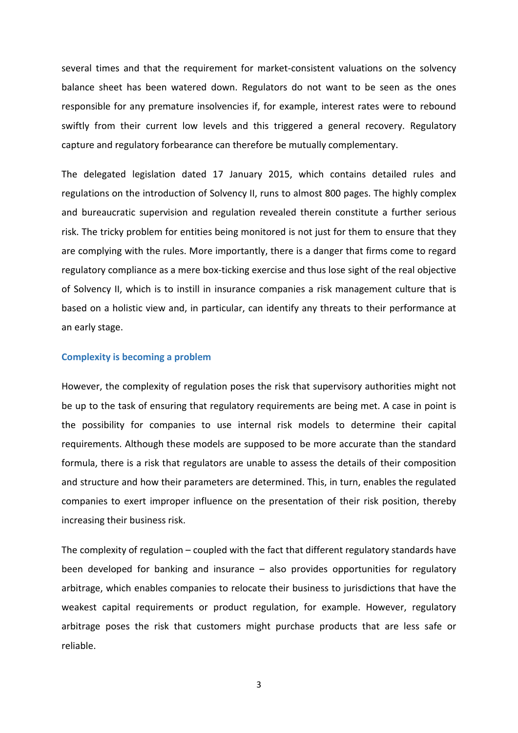several times and that the requirement for market-consistent valuations on the solvency balance sheet has been watered down. Regulators do not want to be seen as the ones responsible for any premature insolvencies if, for example, interest rates were to rebound swiftly from their current low levels and this triggered a general recovery. Regulatory capture and regulatory forbearance can therefore be mutually complementary.

The delegated legislation dated 17 January 2015, which contains detailed rules and regulations on the introduction of Solvency II, runs to almost 800 pages. The highly complex and bureaucratic supervision and regulation revealed therein constitute a further serious risk. The tricky problem for entities being monitored is not just for them to ensure that they are complying with the rules. More importantly, there is a danger that firms come to regard regulatory compliance as a mere box-ticking exercise and thus lose sight of the real objective of Solvency II, which is to instill in insurance companies a risk management culture that is based on a holistic view and, in particular, can identify any threats to their performance at an early stage.

### Complexity is becoming a problem

However, the complexity of regulation poses the risk that supervisory authorities might not be up to the task of ensuring that regulatory requirements are being met. A case in point is the possibility for companies to use internal risk models to determine their capital requirements. Although these models are supposed to be more accurate than the standard formula, there is a risk that regulators are unable to assess the details of their composition and structure and how their parameters are determined. This, in turn, enables the regulated companies to exert improper influence on the presentation of their risk position, thereby increasing their business risk.

The complexity of regulation – coupled with the fact that different regulatory standards have been developed for banking and insurance – also provides opportunities for regulatory arbitrage, which enables companies to relocate their business to jurisdictions that have the weakest capital requirements or product regulation, for example. However, regulatory arbitrage poses the risk that customers might purchase products that are less safe or reliable.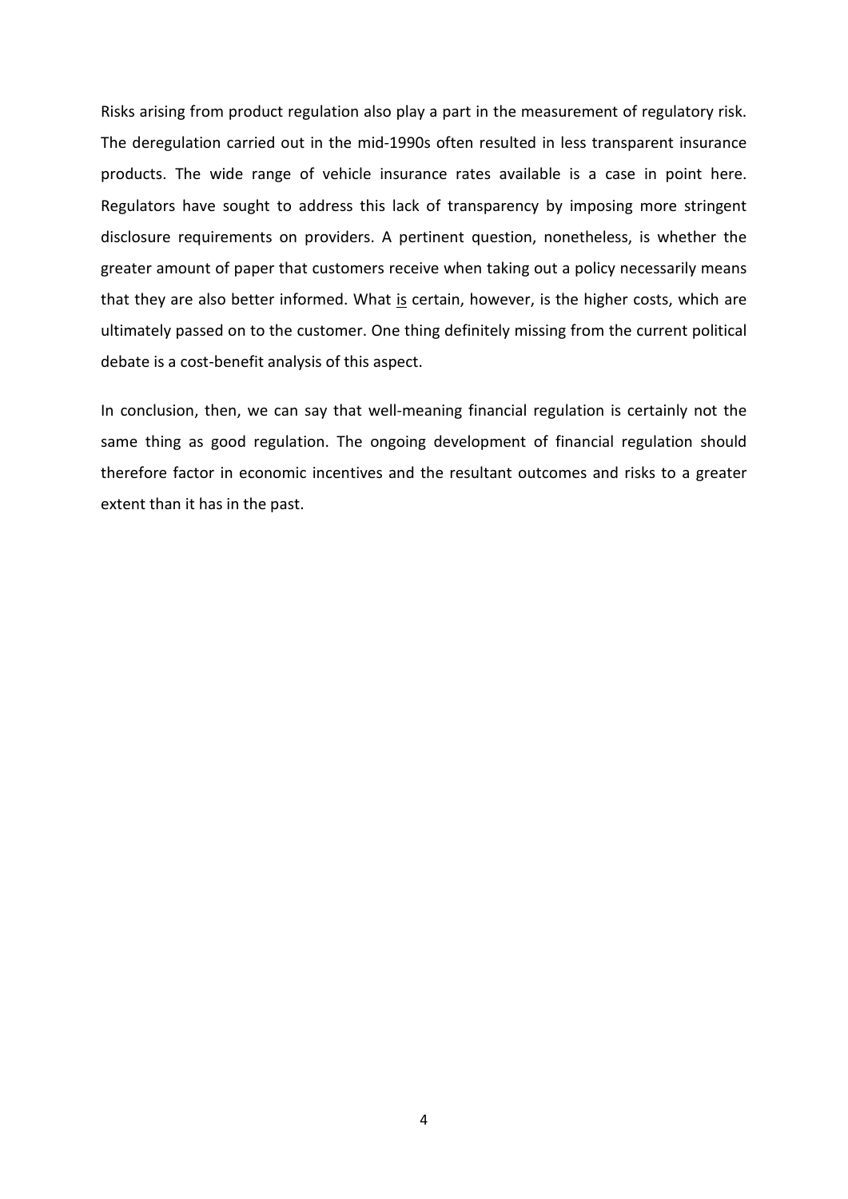Risks arising from product regulation also play a part in the measurement of regulatory risk. The deregulation carried out in the mid-1990s often resulted in less transparent insurance products. The wide range of vehicle insurance rates available is a case in point here. Regulators have sought to address this lack of transparency by imposing more stringent disclosure requirements on providers. A pertinent question, nonetheless, is whether the greater amount of paper that customers receive when taking out a policy necessarily means that they are also better informed. What <u>is</u> certain, however, is the higher costs, which are ultimately passed on to the customer. One thing definitely missing from the current political debate is a cost-benefit analysis of this aspect.

In conclusion, then, we can say that well-meaning financial regulation is certainly not the same thing as good regulation. The ongoing development of financial regulation should therefore factor in economic incentives and the resultant outcomes and risks to a greater extent than it has in the past.